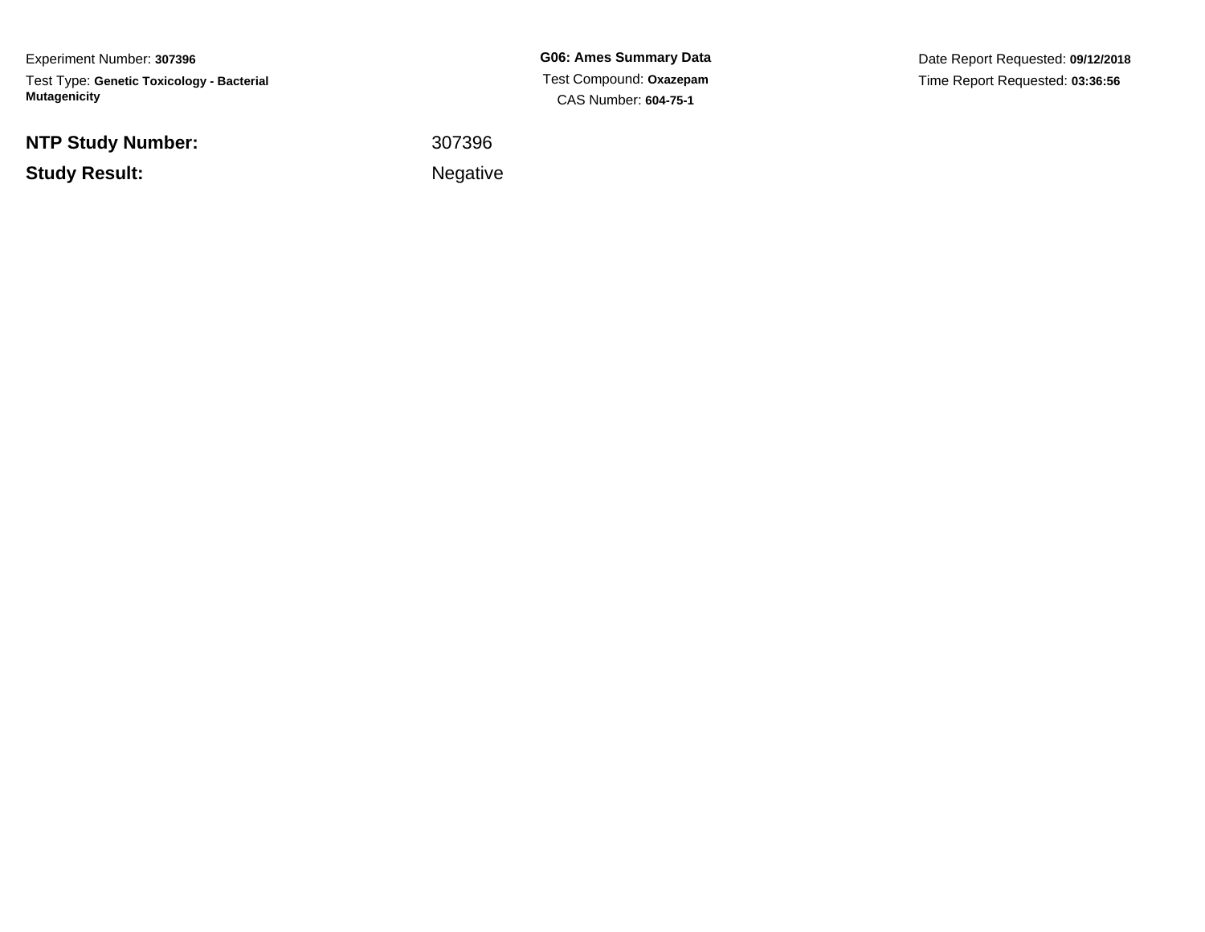Experiment Number: **307396**

Test Type: **Genetic Toxicology - Bacterial Mutagenicity**

**G06: Ames Summary Data**

Test Compound: **Oxazepam**

CAS Number: **604-75-1**

Date Report Requested: **09/12/2018**

Time Report Requested: **03:36:56**

| | |
|---|---|
| **NTP Study Number:** | 307396 |
| **Study Result:** | Negative |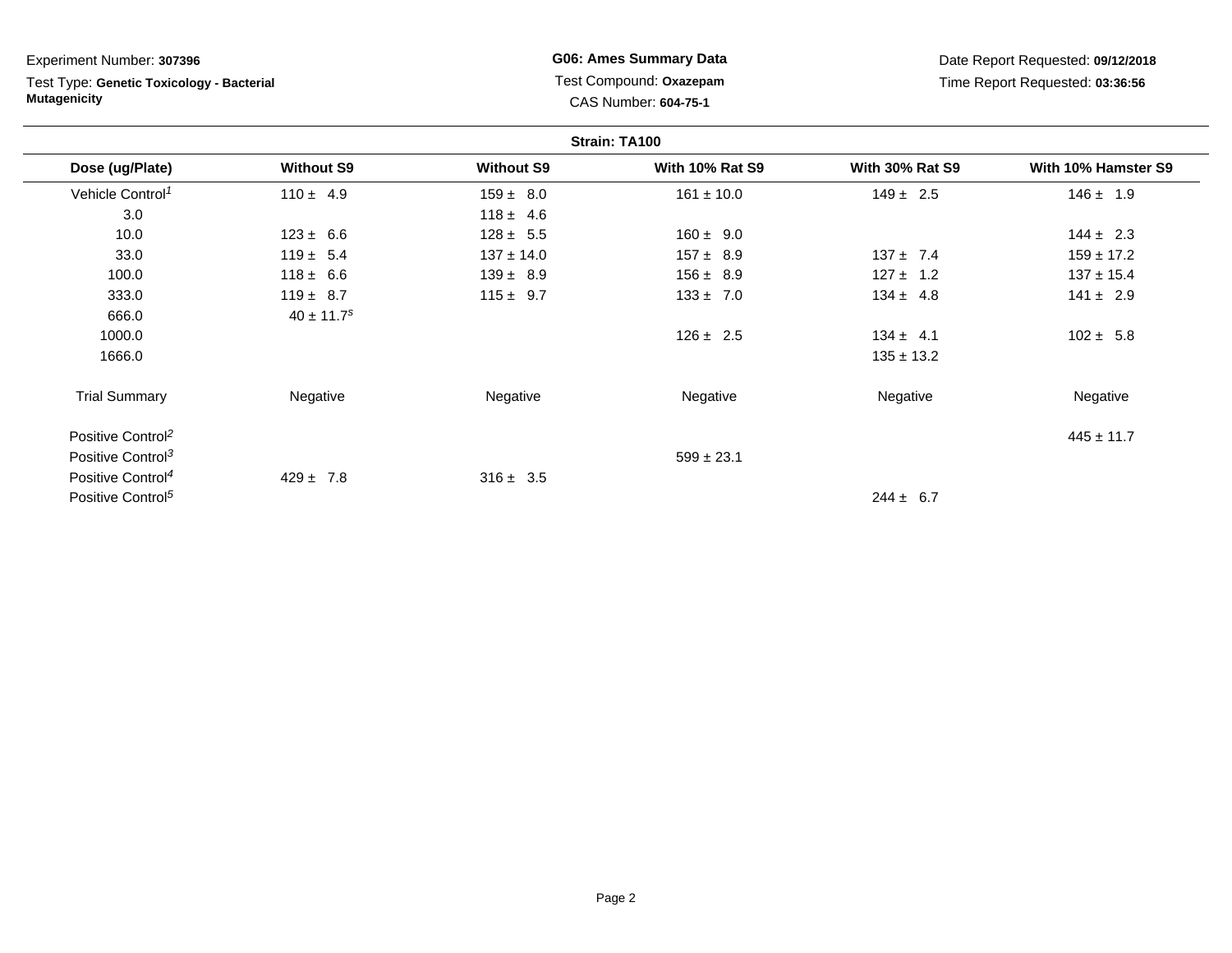Experiment Number: **307396**

Test Type: **Genetic Toxicology - Bacterial Mutagenicity**

**G06: Ames Summary Data**

Test Compound: **Oxazepam**

CAS Number: **604-75-1**

Date Report Requested: **09/12/2018**

Time Report Requested: **03:36:56**

**Strain: TA100**

| Dose (ug/Plate) | Without S9 | Without S9 | With 10% Rat S9 | With 30% Rat S9 | With 10% Hamster S9 |
|---|---|---|---|---|---|
| Vehicle Control[1] | 110 ± 4.9 | 159 ± 8.0 | 161 ± 10.0 | 149 ± 2.5 | 146 ± 1.9 |
| 3.0 | | 118 ± 4.6 | | | |
| 10.0 | 123 ± 6.6 | 128 ± 5.5 | 160 ± 9.0 | | 144 ± 2.3 |
| 33.0 | 119 ± 5.4 | 137 ± 14.0 | 157 ± 8.9 | 137 ± 7.4 | 159 ± 17.2 |
| 100.0 | 118 ± 6.6 | 139 ± 8.9 | 156 ± 8.9 | 127 ± 1.2 | 137 ± 15.4 |
| 333.0 | 119 ± 8.7 | 115 ± 9.7 | 133 ± 7.0 | 134 ± 4.8 | 141 ± 2.9 |
| 666.0 | 40 ± 11.7[s] | | | | |
| 1000.0 | | | 126 ± 2.5 | 134 ± 4.1 | 102 ± 5.8 |
| 1666.0 | | | | 135 ± 13.2 | |
| Trial Summary | Negative | Negative | Negative | Negative | Negative |
| Positive Control[2] | | | | | 445 ± 11.7 |
| Positive Control[3] | | | 599 ± 23.1 | | |
| Positive Control[4] | 429 ± 7.8 | 316 ± 3.5 | | | |
| Positive Control[5] | | | | 244 ± 6.7 | |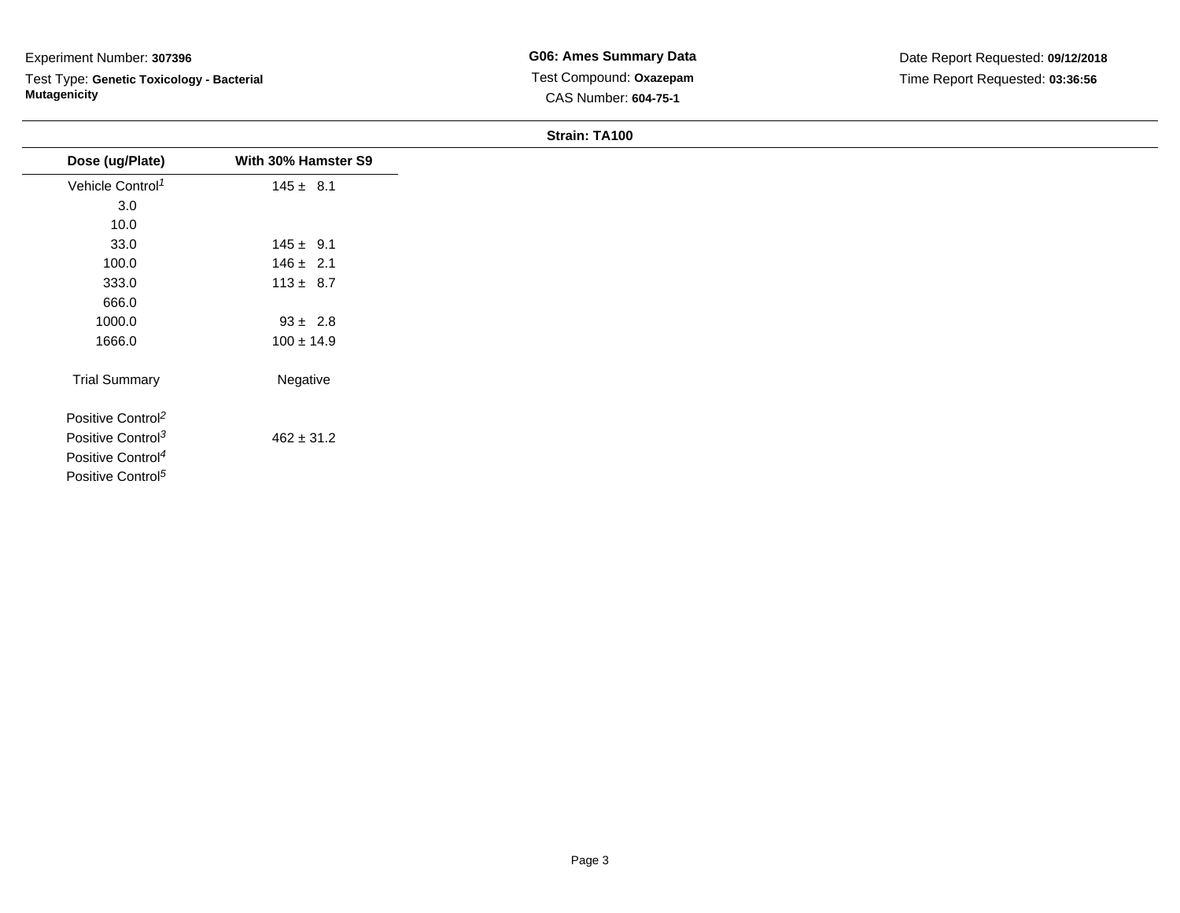Experiment Number: **307396**

Test Type: **Genetic Toxicology - Bacterial Mutagenicity**

**G06: Ames Summary Data**

Test Compound: **Oxazepam**

CAS Number: **604-75-1**

Date Report Requested: **09/12/2018**

Time Report Requested: **03:36:56**

**Strain: TA100**

| Dose (ug/Plate) | With 30% Hamster S9 |
|---|---|
| Vehicle Control[1] | 145 ± 8.1 |
| 3.0 | |
| 10.0 | |
| 33.0 | 145 ± 9.1 |
| 100.0 | 146 ± 2.1 |
| 333.0 | 113 ± 8.7 |
| 666.0 | |
| 1000.0 | 93 ± 2.8 |
| 1666.0 | 100 ± 14.9 |
| Trial Summary | Negative |
| Positive Control[2] | |
| Positive Control[3] | 462 ± 31.2 |
| Positive Control[4] | |
| Positive Control[5] | |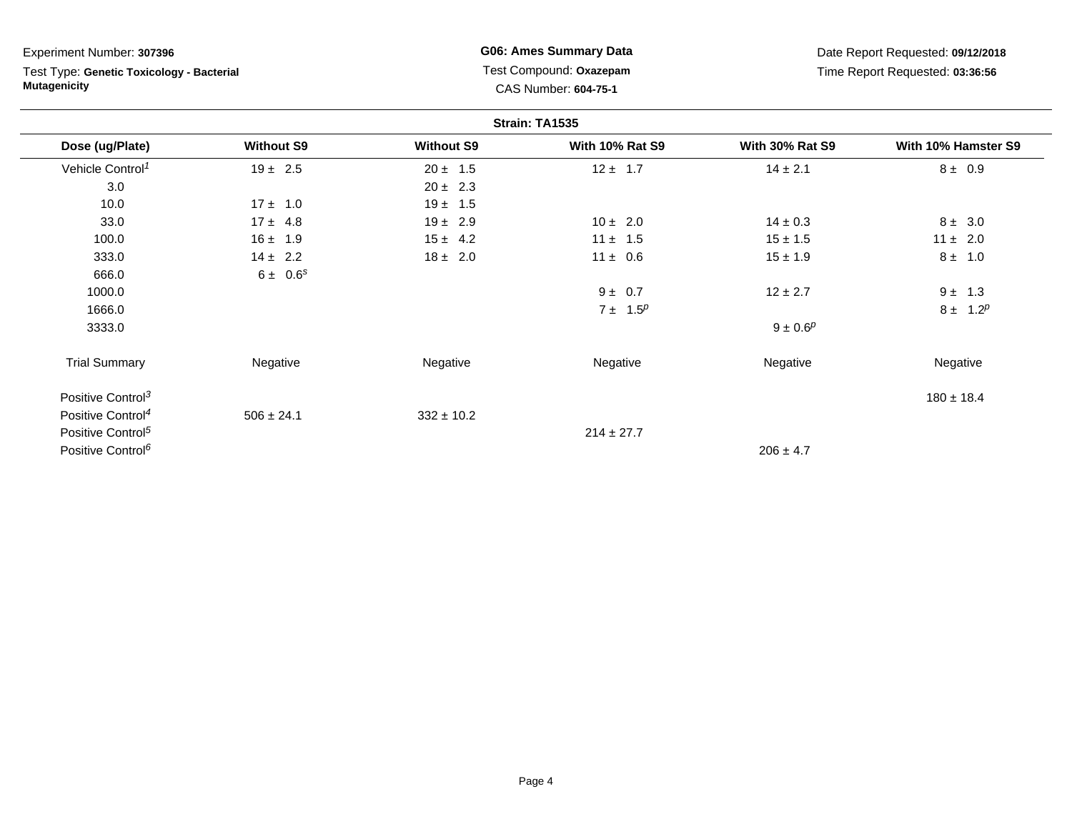Experiment Number: **307396**

Test Type: **Genetic Toxicology - Bacterial Mutagenicity**

**G06: Ames Summary Data**

Test Compound: **Oxazepam**

CAS Number: **604-75-1**

Date Report Requested: **09/12/2018**

Time Report Requested: **03:36:56**

**Strain: TA1535**

| Dose (ug/Plate) | Without S9 | Without S9 | With 10% Rat S9 | With 30% Rat S9 | With 10% Hamster S9 |
|---|---|---|---|---|---|
| Vehicle Control[1] | 19 ± 2.5 | 20 ± 1.5 | 12 ± 1.7 | 14 ± 2.1 | 8 ± 0.9 |
| 3.0 | | 20 ± 2.3 | | | |
| 10.0 | 17 ± 1.0 | 19 ± 1.5 | | | |
| 33.0 | 17 ± 4.8 | 19 ± 2.9 | 10 ± 2.0 | 14 ± 0.3 | 8 ± 3.0 |
| 100.0 | 16 ± 1.9 | 15 ± 4.2 | 11 ± 1.5 | 15 ± 1.5 | 11 ± 2.0 |
| 333.0 | 14 ± 2.2 | 18 ± 2.0 | 11 ± 0.6 | 15 ± 1.9 | 8 ± 1.0 |
| 666.0 | 6 ± 0.6[s] | | | | |
| 1000.0 | | | 9 ± 0.7 | 12 ± 2.7 | 9 ± 1.3 |
| 1666.0 | | | 7 ± 1.5[p] | | 8 ± 1.2[p] |
| 3333.0 | | | | 9 ± 0.6[p] | |
| Trial Summary | Negative | Negative | Negative | Negative | Negative |
| Positive Control[3] | | | | | 180 ± 18.4 |
| Positive Control[4] | 506 ± 24.1 | 332 ± 10.2 | | | |
| Positive Control[5] | | | 214 ± 27.7 | | |
| Positive Control[6] | | | | 206 ± 4.7 | |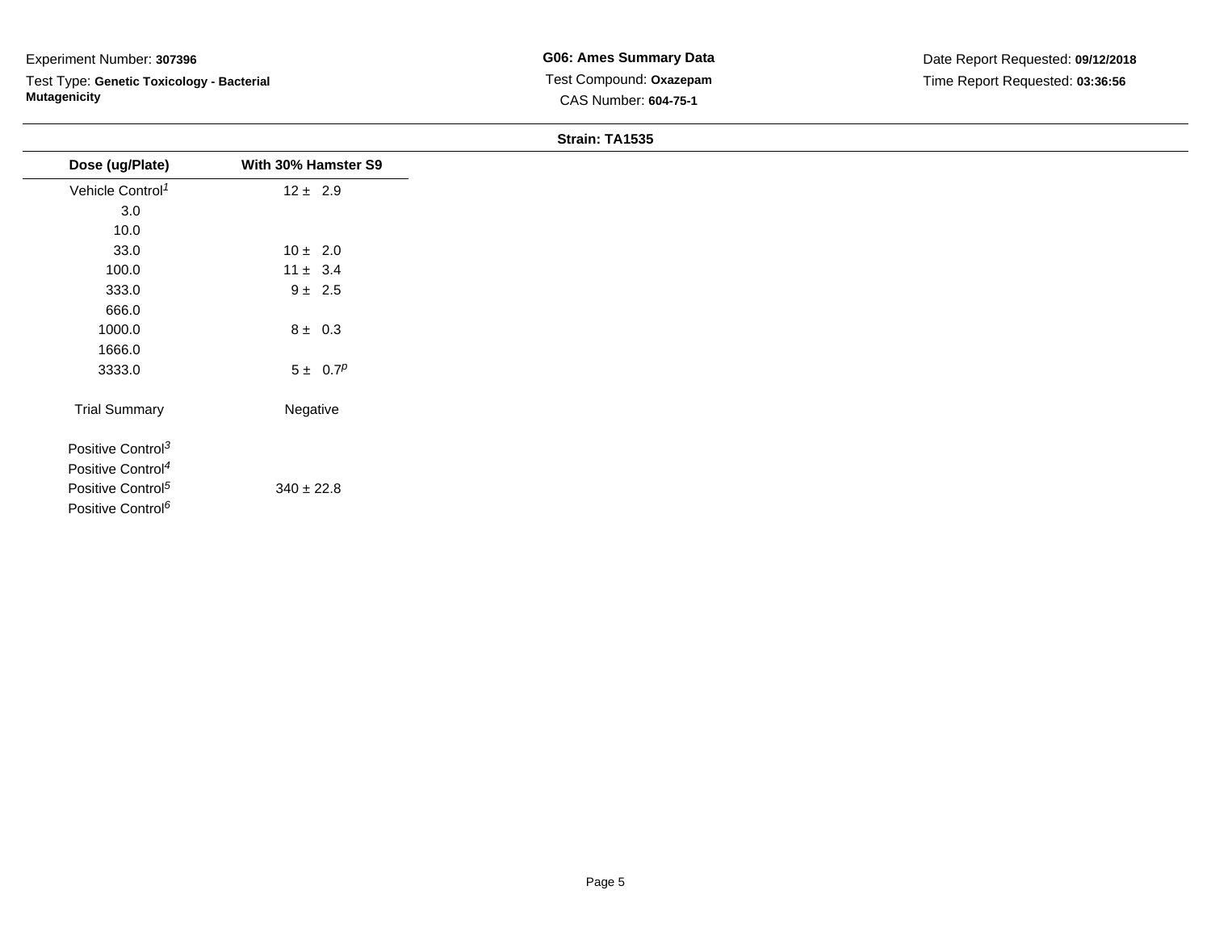Experiment Number: **307396**

Test Type: **Genetic Toxicology - Bacterial Mutagenicity**

**G06: Ames Summary Data**

Test Compound: **Oxazepam**

CAS Number: **604-75-1**

Date Report Requested: **09/12/2018**

Time Report Requested: **03:36:56**

**Strain: TA1535**

| Dose (ug/Plate) | With 30% Hamster S9 |
|---|---|
| Vehicle Control[1] | 12 ± 2.9 |
| 3.0 | |
| 10.0 | |
| 33.0 | 10 ± 2.0 |
| 100.0 | 11 ± 3.4 |
| 333.0 | 9 ± 2.5 |
| 666.0 | |
| 1000.0 | 8 ± 0.3 |
| 1666.0 | |
| 3333.0 | 5 ± 0.7[p] |
| Trial Summary | Negative |
| Positive Control[3] | |
| Positive Control[4] | |
| Positive Control[5] | 340 ± 22.8 |
| Positive Control[6] | |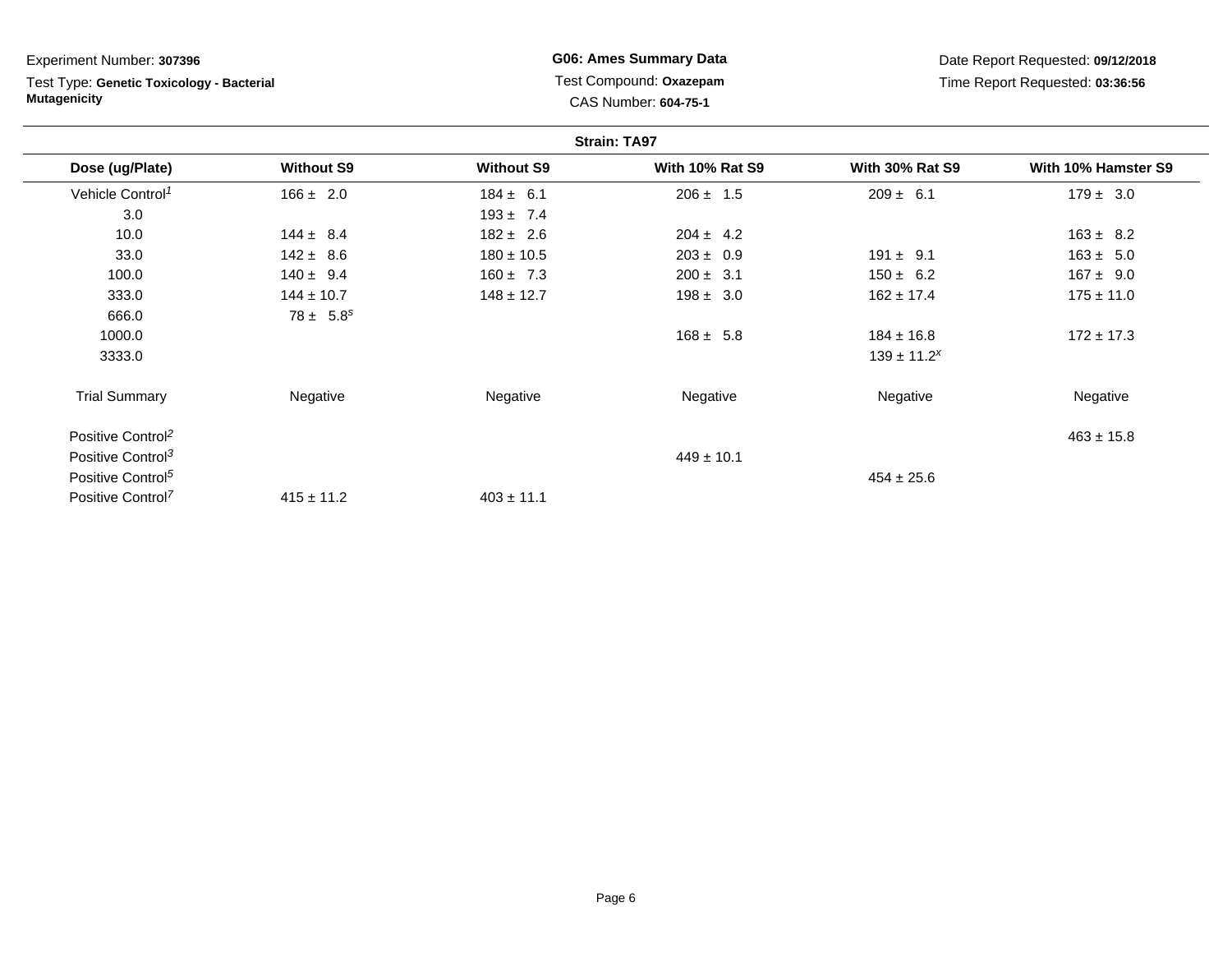Experiment Number: **307396**

Test Type: **Genetic Toxicology - Bacterial Mutagenicity**

**G06: Ames Summary Data**

Test Compound: **Oxazepam**

CAS Number: **604-75-1**

Date Report Requested: **09/12/2018**

Time Report Requested: **03:36:56**

**Strain: TA97**

| Dose (ug/Plate) | Without S9 | Without S9 | With 10% Rat S9 | With 30% Rat S9 | With 10% Hamster S9 |
|---|---|---|---|---|---|
| Vehicle Control[1] | 166 ± 2.0 | 184 ± 6.1 | 206 ± 1.5 | 209 ± 6.1 | 179 ± 3.0 |
| 3.0 | | 193 ± 7.4 | | | |
| 10.0 | 144 ± 8.4 | 182 ± 2.6 | 204 ± 4.2 | | 163 ± 8.2 |
| 33.0 | 142 ± 8.6 | 180 ± 10.5 | 203 ± 0.9 | 191 ± 9.1 | 163 ± 5.0 |
| 100.0 | 140 ± 9.4 | 160 ± 7.3 | 200 ± 3.1 | 150 ± 6.2 | 167 ± 9.0 |
| 333.0 | 144 ± 10.7 | 148 ± 12.7 | 198 ± 3.0 | 162 ± 17.4 | 175 ± 11.0 |
| 666.0 | 78 ± 5.8[s] | | | | |
| 1000.0 | | | 168 ± 5.8 | 184 ± 16.8 | 172 ± 17.3 |
| 3333.0 | | | | 139 ± 11.2[x] | |
| Trial Summary | Negative | Negative | Negative | Negative | Negative |
| Positive Control[2] | | | | | 463 ± 15.8 |
| Positive Control[3] | | | 449 ± 10.1 | | |
| Positive Control[5] | | | | 454 ± 25.6 | |
| Positive Control[7] | 415 ± 11.2 | 403 ± 11.1 | | | |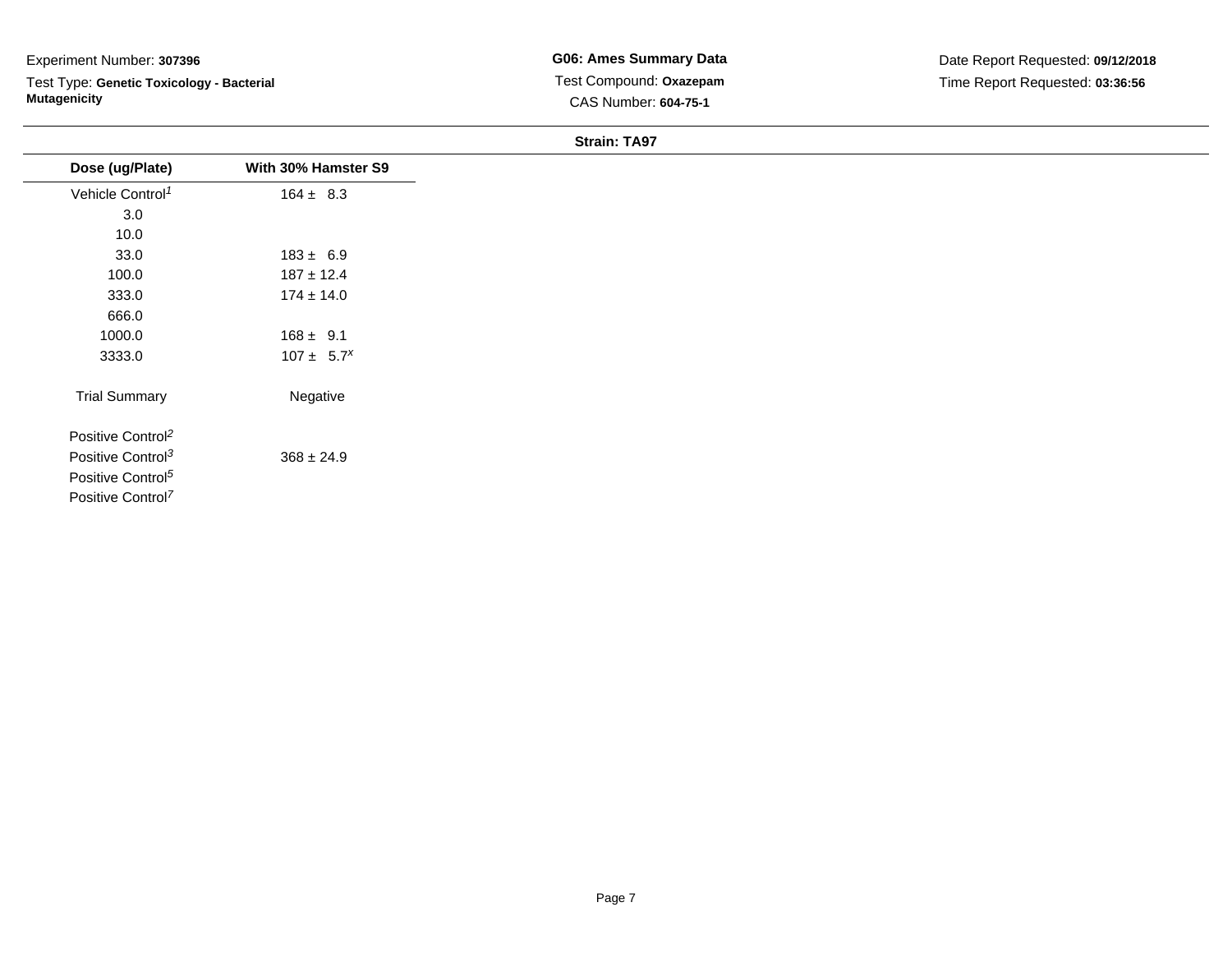Experiment Number: **307396**

Test Type: **Genetic Toxicology - Bacterial Mutagenicity**

**G06: Ames Summary Data**

Test Compound: **Oxazepam**

CAS Number: **604-75-1**

Date Report Requested: **09/12/2018**

Time Report Requested: **03:36:56**

**Strain: TA97**

| Dose (ug/Plate) | With 30% Hamster S9 |
|---|---|
| Vehicle Control[1] | 164 ± 8.3 |
| 3.0 | |
| 10.0 | |
| 33.0 | 183 ± 6.9 |
| 100.0 | 187 ± 12.4 |
| 333.0 | 174 ± 14.0 |
| 666.0 | |
| 1000.0 | 168 ± 9.1 |
| 3333.0 | 107 ± 5.7[x] |
| Trial Summary | Negative |
| Positive Control[2] | |
| Positive Control[3] | 368 ± 24.9 |
| Positive Control[5] | |
| Positive Control[7] | |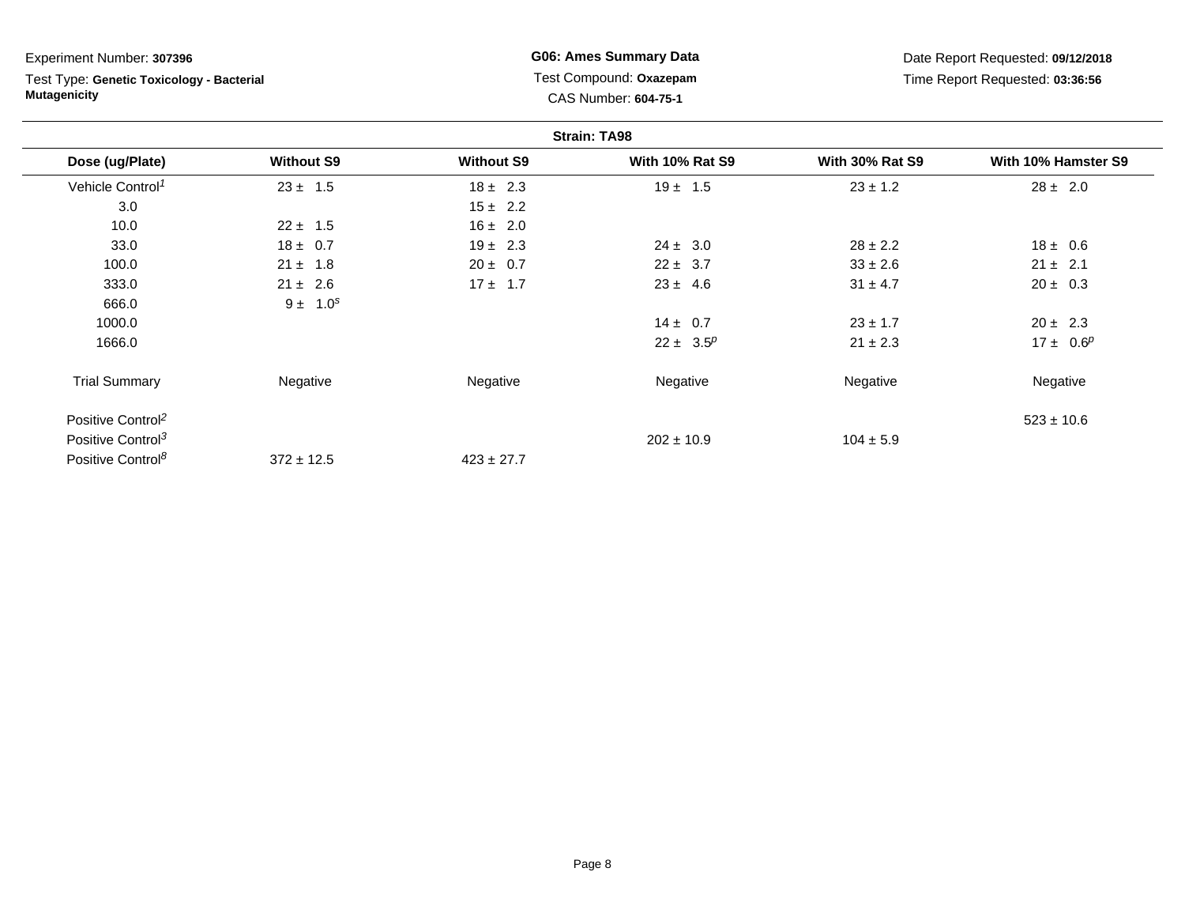Experiment Number: **307396**

Test Type: **Genetic Toxicology - Bacterial Mutagenicity**

**G06: Ames Summary Data**

Test Compound: **Oxazepam**

CAS Number: **604-75-1**

Date Report Requested: **09/12/2018**

Time Report Requested: **03:36:56**

**Strain: TA98**

| Dose (ug/Plate) | Without S9 | Without S9 | With 10% Rat S9 | With 30% Rat S9 | With 10% Hamster S9 |
|---|---|---|---|---|---|
| Vehicle Control[1] | 23 ± 1.5 | 18 ± 2.3 | 19 ± 1.5 | 23 ± 1.2 | 28 ± 2.0 |
| 3.0 | | 15 ± 2.2 | | | |
| 10.0 | 22 ± 1.5 | 16 ± 2.0 | | | |
| 33.0 | 18 ± 0.7 | 19 ± 2.3 | 24 ± 3.0 | 28 ± 2.2 | 18 ± 0.6 |
| 100.0 | 21 ± 1.8 | 20 ± 0.7 | 22 ± 3.7 | 33 ± 2.6 | 21 ± 2.1 |
| 333.0 | 21 ± 2.6 | 17 ± 1.7 | 23 ± 4.6 | 31 ± 4.7 | 20 ± 0.3 |
| 666.0 | 9 ± 1.0[s] | | | | |
| 1000.0 | | | 14 ± 0.7 | 23 ± 1.7 | 20 ± 2.3 |
| 1666.0 | | | 22 ± 3.5[p] | 21 ± 2.3 | 17 ± 0.6[p] |
| Trial Summary | Negative | Negative | Negative | Negative | Negative |
| Positive Control[2] | | | | | 523 ± 10.6 |
| Positive Control[3] | | | 202 ± 10.9 | 104 ± 5.9 | |
| Positive Control[8] | 372 ± 12.5 | 423 ± 27.7 | | | |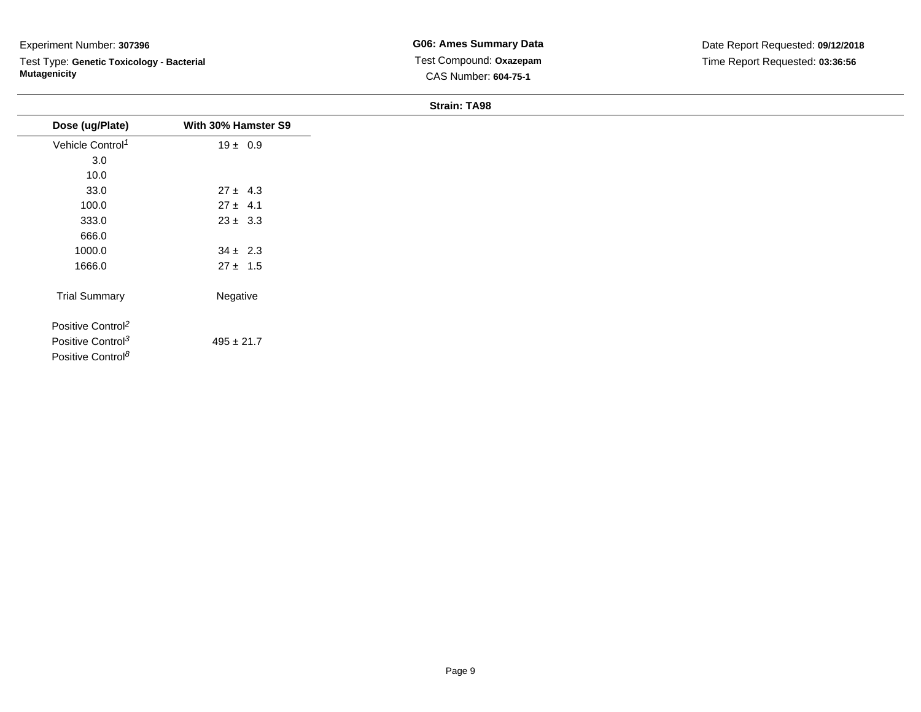Experiment Number: **307396**

Test Type: **Genetic Toxicology - Bacterial Mutagenicity**

**G06: Ames Summary Data**

Test Compound: **Oxazepam**

CAS Number: **604-75-1**

Date Report Requested: **09/12/2018**

Time Report Requested: **03:36:56**

**Strain: TA98**

| Dose (ug/Plate) | With 30% Hamster S9 |
|---|---|
| Vehicle Control[1] | 19 ± 0.9 |
| 3.0 | |
| 10.0 | |
| 33.0 | 27 ± 4.3 |
| 100.0 | 27 ± 4.1 |
| 333.0 | 23 ± 3.3 |
| 666.0 | |
| 1000.0 | 34 ± 2.3 |
| 1666.0 | 27 ± 1.5 |
| Trial Summary | Negative |
| Positive Control[2] | |
| Positive Control[3] | 495 ± 21.7 |
| Positive Control[8] | |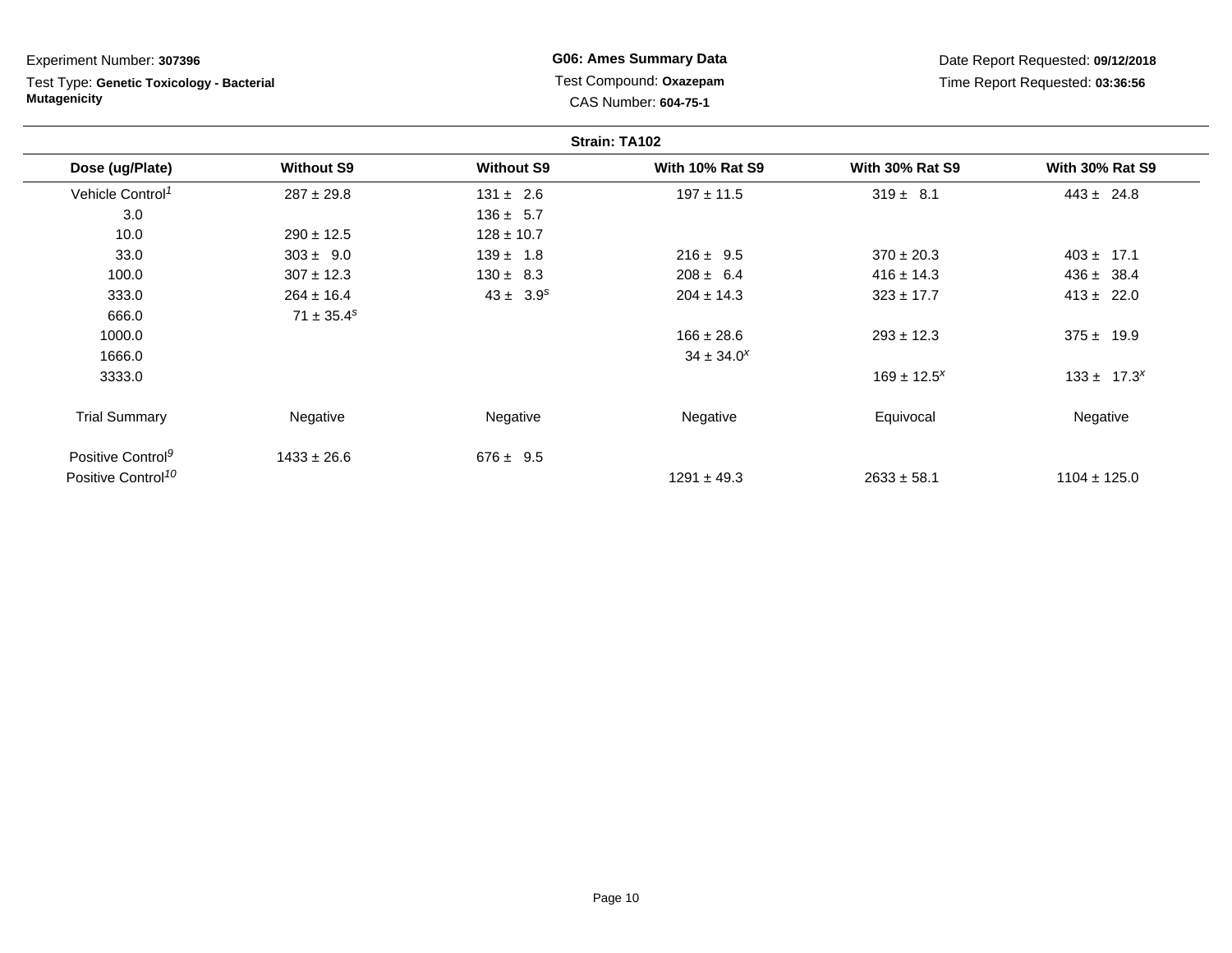Experiment Number: **307396**

Test Type: **Genetic Toxicology - Bacterial Mutagenicity**

**G06: Ames Summary Data**

Test Compound: **Oxazepam**

CAS Number: **604-75-1**

Date Report Requested: **09/12/2018**

Time Report Requested: **03:36:56**

**Strain: TA102**

| Dose (ug/Plate) | Without S9 | Without S9 | With 10% Rat S9 | With 30% Rat S9 | With 30% Rat S9 |
|---|---|---|---|---|---|
| Vehicle Control[1] | 287 ± 29.8 | 131 ± 2.6 | 197 ± 11.5 | 319 ± 8.1 | 443 ± 24.8 |
| 3.0 | | 136 ± 5.7 | | | |
| 10.0 | 290 ± 12.5 | 128 ± 10.7 | | | |
| 33.0 | 303 ± 9.0 | 139 ± 1.8 | 216 ± 9.5 | 370 ± 20.3 | 403 ± 17.1 |
| 100.0 | 307 ± 12.3 | 130 ± 8.3 | 208 ± 6.4 | 416 ± 14.3 | 436 ± 38.4 |
| 333.0 | 264 ± 16.4 | 43 ± 3.9[s] | 204 ± 14.3 | 323 ± 17.7 | 413 ± 22.0 |
| 666.0 | 71 ± 35.4[s] | | | | |
| 1000.0 | | | 166 ± 28.6 | 293 ± 12.3 | 375 ± 19.9 |
| 1666.0 | | | 34 ± 34.0[x] | | |
| 3333.0 | | | | 169 ± 12.5[x] | 133 ± 17.3[x] |
| Trial Summary | Negative | Negative | Negative | Equivocal | Negative |
| Positive Control[9] | 1433 ± 26.6 | 676 ± 9.5 | | | |
| Positive Control[10] | | | 1291 ± 49.3 | 2633 ± 58.1 | 1104 ± 125.0 |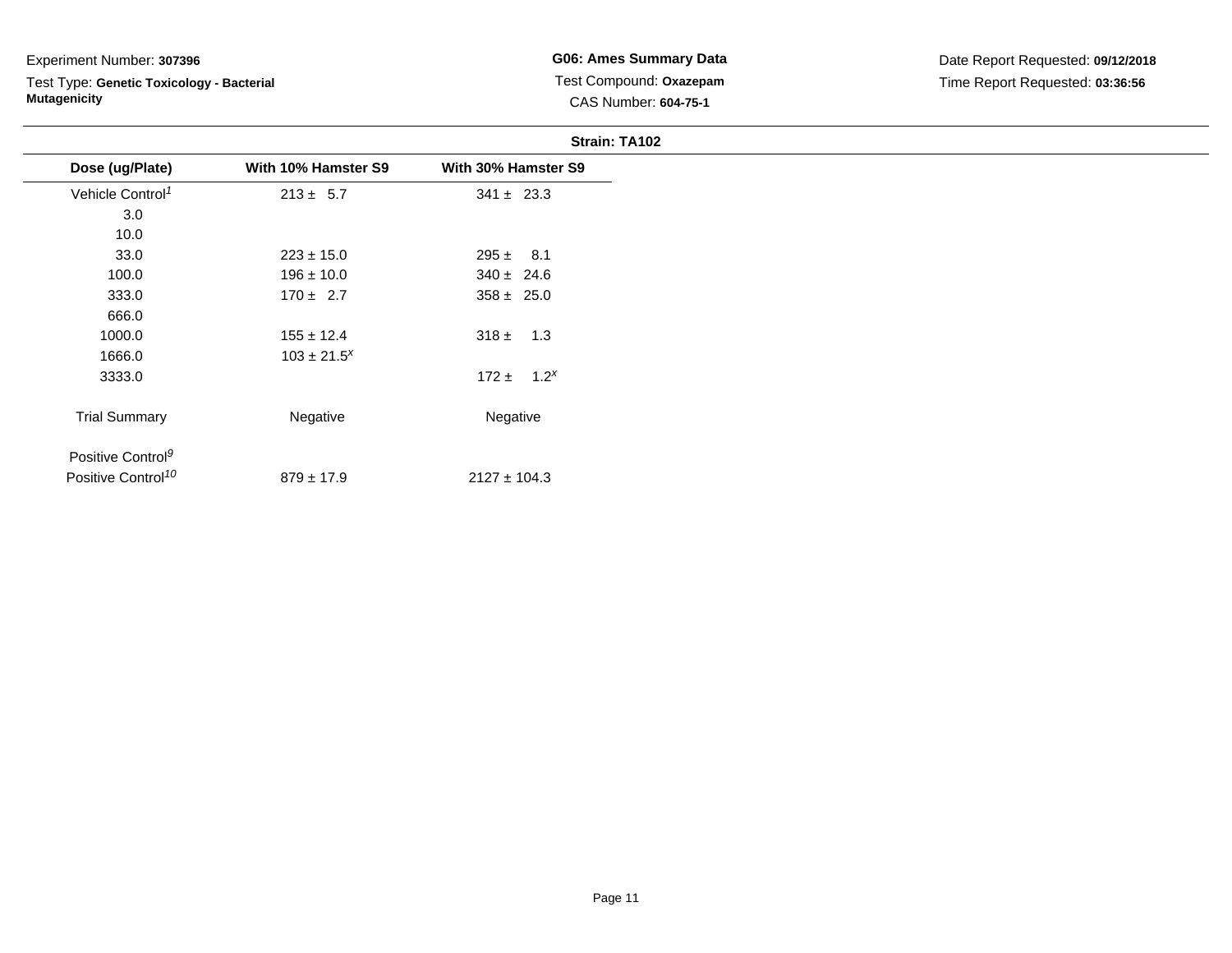Experiment Number: **307396**

Test Type: **Genetic Toxicology - Bacterial Mutagenicity**

**G06: Ames Summary Data**

Test Compound: **Oxazepam**

CAS Number: **604-75-1**

Date Report Requested: **09/12/2018**

Time Report Requested: **03:36:56**

**Strain: TA102**

| Dose (ug/Plate) | With 10% Hamster S9 | With 30% Hamster S9 |
|---|---|---|
| Vehicle Control[1] | 213 ± 5.7 | 341 ± 23.3 |
| 3.0 | | |
| 10.0 | | |
| 33.0 | 223 ± 15.0 | 295 ± 8.1 |
| 100.0 | 196 ± 10.0 | 340 ± 24.6 |
| 333.0 | 170 ± 2.7 | 358 ± 25.0 |
| 666.0 | | |
| 1000.0 | 155 ± 12.4 | 318 ± 1.3 |
| 1666.0 | 103 ± 21.5[x] | |
| 3333.0 | | 172 ± 1.2[x] |
| Trial Summary | Negative | Negative |
| Positive Control[9] | | |
| Positive Control[10] | 879 ± 17.9 | 2127 ± 104.3 |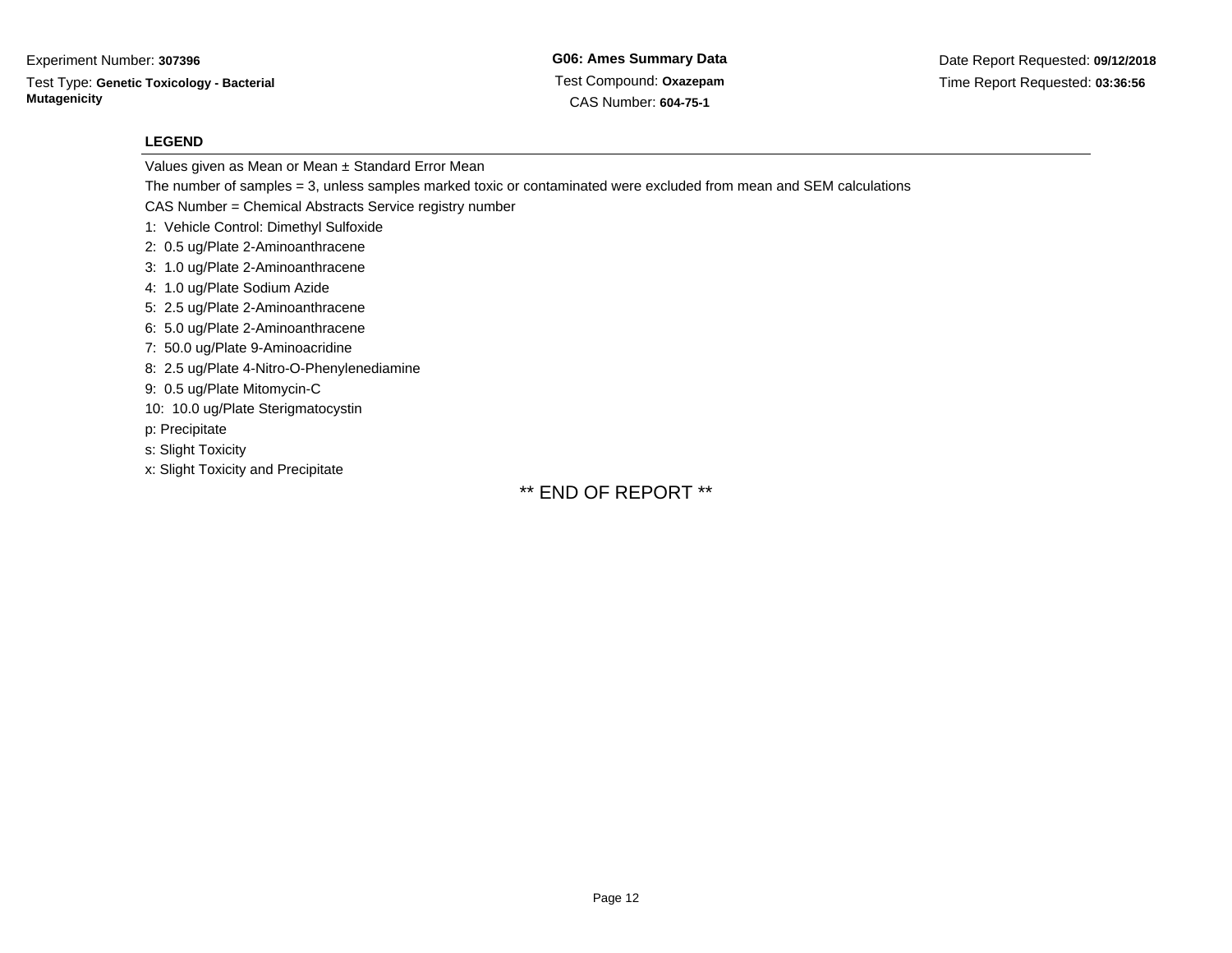Experiment Number: **307396**

Test Type: **Genetic Toxicology - Bacterial Mutagenicity**

**G06: Ames Summary Data**

Test Compound: **Oxazepam**

CAS Number: **604-75-1**

Date Report Requested: **09/12/2018**

Time Report Requested: **03:36:56**

**LEGEND**

Values given as Mean or Mean ± Standard Error Mean

The number of samples = 3, unless samples marked toxic or contaminated were excluded from mean and SEM calculations

CAS Number = Chemical Abstracts Service registry number

1: Vehicle Control: Dimethyl Sulfoxide

2: 0.5 ug/Plate 2-Aminoanthracene

3: 1.0 ug/Plate 2-Aminoanthracene

4: 1.0 ug/Plate Sodium Azide

5: 2.5 ug/Plate 2-Aminoanthracene

6: 5.0 ug/Plate 2-Aminoanthracene

7: 50.0 ug/Plate 9-Aminoacridine

8: 2.5 ug/Plate 4-Nitro-O-Phenylenediamine

9: 0.5 ug/Plate Mitomycin-C

10: 10.0 ug/Plate Sterigmatocystin

p: Precipitate

s: Slight Toxicity

x: Slight Toxicity and Precipitate

** END OF REPORT **